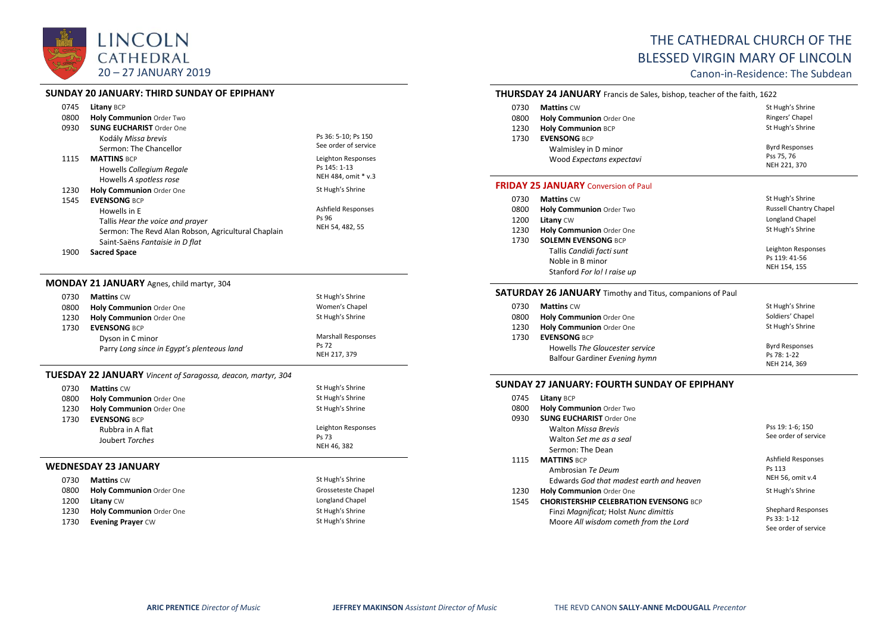# LINCOLN CATHEDRAL
20 – 27 JANUARY 2019

# THE CATHEDRAL CHURCH OF THE BLESSED VIRGIN MARY OF LINCOLN

Canon-in-Residence: The Subdean

## SUNDAY 20 JANUARY: THIRD SUNDAY OF EPIPHANY

| | | |
|---|---|---|
| 0745 | **Litany** BCP | |
| 0800 | **Holy Communion** Order Two | |
| 0930 | **SUNG EUCHARIST** Order One | |
| | Kodály *Missa brevis* | Ps 36: 5-10; Ps 150 |
| | Sermon: The Chancellor | See order of service |
| 1115 | **MATTINS** BCP | Leighton Responses |
| | Howells *Collegium Regale* | Ps 145: 1-13 |
| | Howells *A spotless rose* | NEH 484, omit * v.3 |
| 1230 | **Holy Communion** Order One | St Hugh's Shrine |
| 1545 | **EVENSONG** BCP | |
| | Howells in E | Ashfield Responses |
| | Tallis *Hear the voice and prayer* | Ps 96 |
| | Sermon: The Revd Alan Robson, Agricultural Chaplain | NEH 54, 482, 55 |
| | Saint-Saëns *Fantaisie in D flat* | |
| 1900 | **Sacred Space** | |

## MONDAY 21 JANUARY Agnes, child martyr, 304

| | | |
|---|---|---|
| 0730 | **Mattins** CW | St Hugh's Shrine |
| 0800 | **Holy Communion** Order One | Women's Chapel |
| 1230 | **Holy Communion** Order One | St Hugh's Shrine |
| 1730 | **EVENSONG** BCP | |
| | Dyson in C minor | Marshall Responses |
| | Parry *Long since in Egypt's plenteous land* | Ps 72 |
| | | NEH 217, 379 |

## TUESDAY 22 JANUARY *Vincent of Saragossa, deacon, martyr, 304*

| | | |
|---|---|---|
| 0730 | **Mattins** CW | St Hugh's Shrine |
| 0800 | **Holy Communion** Order One | St Hugh's Shrine |
| 1230 | **Holy Communion** Order One | St Hugh's Shrine |
| 1730 | **EVENSONG** BCP | |
| | Rubbra in A flat | Leighton Responses |
| | Joubert *Torches* | Ps 73 |
| | | NEH 46, 382 |

## WEDNESDAY 23 JANUARY

| | | |
|---|---|---|
| 0730 | **Mattins** CW | St Hugh's Shrine |
| 0800 | **Holy Communion** Order One | Grosseteste Chapel |
| 1200 | **Litany** CW | Longland Chapel |
| 1230 | **Holy Communion** Order One | St Hugh's Shrine |
| 1730 | **Evening Prayer** CW | St Hugh's Shrine |

## THURSDAY 24 JANUARY Francis de Sales, bishop, teacher of the faith, 1622

| | | |
|---|---|---|
| 0730 | **Mattins** CW | St Hugh's Shrine |
| 0800 | **Holy Communion** Order One | Ringers' Chapel |
| 1230 | **Holy Communion** BCP | St Hugh's Shrine |
| 1730 | **EVENSONG** BCP | |
| | Walmisley in D minor | Byrd Responses |
| | Wood *Expectans expectavi* | Pss 75, 76 |
| | | NEH 221, 370 |

## FRIDAY 25 JANUARY Conversion of Paul

| | | |
|---|---|---|
| 0730 | **Mattins** CW | St Hugh's Shrine |
| 0800 | **Holy Communion** Order Two | Russell Chantry Chapel |
| 1200 | **Litany** CW | Longland Chapel |
| 1230 | **Holy Communion** Order One | St Hugh's Shrine |
| 1730 | **SOLEMN EVENSONG** BCP | |
| | Tallis *Candidi facti sunt* | Leighton Responses |
| | Noble in B minor | Ps 119: 41-56 |
| | Stanford *For lo! I raise up* | NEH 154, 155 |

## SATURDAY 26 JANUARY Timothy and Titus, companions of Paul

| | | |
|---|---|---|
| 0730 | **Mattins** CW | St Hugh's Shrine |
| 0800 | **Holy Communion** Order One | Soldiers' Chapel |
| 1230 | **Holy Communion** Order One | St Hugh's Shrine |
| 1730 | **EVENSONG** BCP | |
| | Howells *The Gloucester service* | Byrd Responses |
| | Balfour Gardiner *Evening hymn* | Ps 78: 1-22 |
| | | NEH 214, 369 |

## SUNDAY 27 JANUARY: FOURTH SUNDAY OF EPIPHANY

| | | |
|---|---|---|
| 0745 | **Litany** BCP | |
| 0800 | **Holy Communion** Order Two | |
| 0930 | **SUNG EUCHARIST** Order One | |
| | Walton *Missa Brevis* | Pss 19: 1-6; 150 |
| | Walton *Set me as a seal* | See order of service |
| | Sermon: The Dean | |
| 1115 | **MATTINS** BCP | Ashfield Responses |
| | Ambrosian *Te Deum* | Ps 113 |
| | Edwards *God that madest earth and heaven* | NEH 56, omit v.4 |
| 1230 | **Holy Communion** Order One | St Hugh's Shrine |
| 1545 | **CHORISTERSHIP CELEBRATION EVENSONG** BCP | |
| | Finzi *Magnificat*; Holst *Nunc dimittis* | Shephard Responses |
| | Moore *All wisdom cometh from the Lord* | Ps 33: 1-12 |
| | | See order of service |

**ARIC PRENTICE** *Director of Music* **JEFFREY MAKINSON** *Assistant Director of Music* THE REVD CANON **SALLY-ANNE McDOUGALL** *Precentor*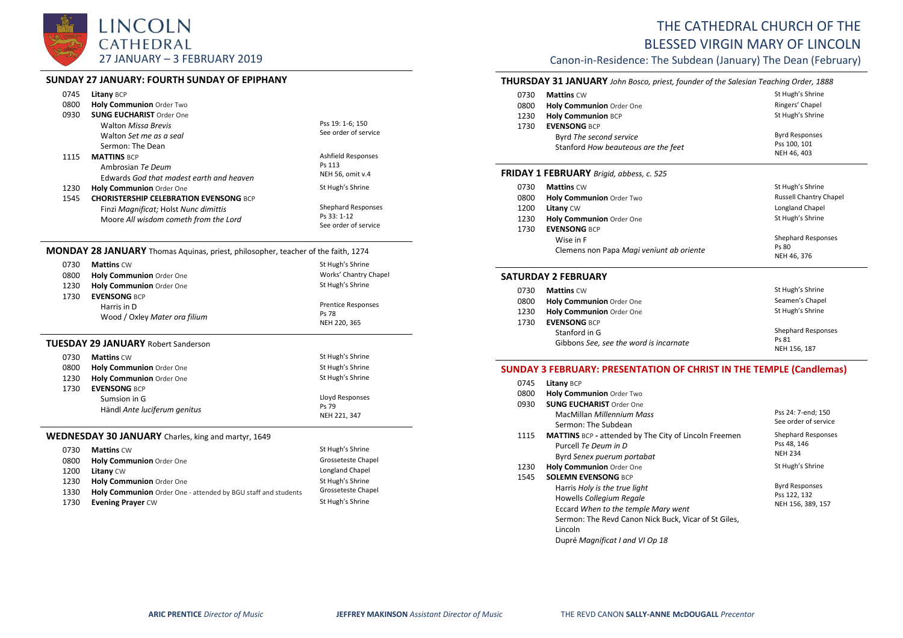# LINCOLN CATHEDRAL

27 JANUARY – 3 FEBRUARY 2019

# THE CATHEDRAL CHURCH OF THE BLESSED VIRGIN MARY OF LINCOLN

Canon-in-Residence: The Subdean (January) The Dean (February)

## SUNDAY 27 JANUARY: FOURTH SUNDAY OF EPIPHANY

| | | |
|---|---|---|
| 0745 | **Litany** BCP | |
| 0800 | **Holy Communion** Order Two | |
| 0930 | **SUNG EUCHARIST** Order One | |
| | Walton *Missa Brevis* | Pss 19: 1-6; 150 |
| | Walton *Set me as a seal* | See order of service |
| | Sermon: The Dean | |
| 1115 | **MATTINS** BCP | Ashfield Responses |
| | Ambrosian *Te Deum* | Ps 113 |
| | Edwards *God that madest earth and heaven* | NEH 56, omit v.4 |
| 1230 | **Holy Communion** Order One | St Hugh's Shrine |
| 1545 | **CHORISTERSHIP CELEBRATION EVENSONG** BCP | |
| | Finzi *Magnificat;* Holst *Nunc dimittis* | Shephard Responses |
| | Moore *All wisdom cometh from the Lord* | Ps 33: 1-12 |
| | | See order of service |

## MONDAY 28 JANUARY Thomas Aquinas, priest, philosopher, teacher of the faith, 1274

| | | |
|---|---|---|
| 0730 | **Mattins** CW | St Hugh's Shrine |
| 0800 | **Holy Communion** Order One | Works' Chantry Chapel |
| 1230 | **Holy Communion** Order One | St Hugh's Shrine |
| 1730 | **EVENSONG** BCP | |
| | Harris in D | Prentice Responses |
| | Wood / Oxley *Mater ora filium* | Ps 78 |
| | | NEH 220, 365 |

## TUESDAY 29 JANUARY Robert Sanderson

| | | |
|---|---|---|
| 0730 | **Mattins** CW | St Hugh's Shrine |
| 0800 | **Holy Communion** Order One | St Hugh's Shrine |
| 1230 | **Holy Communion** Order One | St Hugh's Shrine |
| 1730 | **EVENSONG** BCP | |
| | Sumsion in G | Lloyd Responses |
| | Händl *Ante luciferum genitus* | Ps 79 |
| | | NEH 221, 347 |

## WEDNESDAY 30 JANUARY Charles, king and martyr, 1649

| | | |
|---|---|---|
| 0730 | **Mattins** CW | St Hugh's Shrine |
| 0800 | **Holy Communion** Order One | Grosseteste Chapel |
| 1200 | **Litany** CW | Longland Chapel |
| 1230 | **Holy Communion** Order One | St Hugh's Shrine |
| 1330 | **Holy Communion** Order One - attended by BGU staff and students | Grosseteste Chapel |
| 1730 | **Evening Prayer** CW | St Hugh's Shrine |

## THURSDAY 31 JANUARY *John Bosco, priest, founder of the Salesian Teaching Order, 1888*

| | | |
|---|---|---|
| 0730 | **Mattins** CW | St Hugh's Shrine |
| 0800 | **Holy Communion** Order One | Ringers' Chapel |
| 1230 | **Holy Communion** BCP | St Hugh's Shrine |
| 1730 | **EVENSONG** BCP | |
| | Byrd *The second service* | Byrd Responses |
| | Stanford *How beauteous are the feet* | Pss 100, 101 |
| | | NEH 46, 403 |

## FRIDAY 1 FEBRUARY *Brigid, abbess, c. 525*

| | | |
|---|---|---|
| 0730 | **Mattins** CW | St Hugh's Shrine |
| 0800 | **Holy Communion** Order Two | Russell Chantry Chapel |
| 1200 | **Litany** CW | Longland Chapel |
| 1230 | **Holy Communion** Order One | St Hugh's Shrine |
| 1730 | **EVENSONG** BCP | |
| | Wise in F | Shephard Responses |
| | Clemens non Papa *Magi veniunt ab oriente* | Ps 80 |
| | | NEH 46, 376 |

## SATURDAY 2 FEBRUARY

| | | |
|---|---|---|
| 0730 | **Mattins** CW | St Hugh's Shrine |
| 0800 | **Holy Communion** Order One | Seamen's Chapel |
| 1230 | **Holy Communion** Order One | St Hugh's Shrine |
| 1730 | **EVENSONG** BCP | |
| | Stanford in G | Shephard Responses |
| | Gibbons *See, see the word is incarnate* | Ps 81 |
| | | NEH 156, 187 |

## SUNDAY 3 FEBRUARY: PRESENTATION OF CHRIST IN THE TEMPLE (Candlemas)

| | | |
|---|---|---|
| 0745 | **Litany** BCP | |
| 0800 | **Holy Communion** Order Two | |
| 0930 | **SUNG EUCHARIST** Order One | |
| | MacMillan *Millennium Mass* | Pss 24: 7-end; 150 |
| | Sermon: The Subdean | See order of service |
| 1115 | **MATTINS** BCP - attended by The City of Lincoln Freemen | Shephard Responses |
| | Purcell *Te Deum in D* | Pss 48, 146 |
| | Byrd *Senex puerum portabat* | NEH 234 |
| 1230 | **Holy Communion** Order One | St Hugh's Shrine |
| 1545 | **SOLEMN EVENSONG** BCP | |
| | Harris *Holy is the true light* | Byrd Responses |
| | Howells *Collegium Regale* | Pss 122, 132 |
| | Eccard *When to the temple Mary went* | NEH 156, 389, 157 |
| | Sermon: The Revd Canon Nick Buck, Vicar of St Giles, Lincoln | |
| | Dupré *Magnificat I and VI Op 18* | |

**ARIC PRENTICE** *Director of Music* &nbsp;&nbsp; **JEFFREY MAKINSON** *Assistant Director of Music* &nbsp;&nbsp; THE REVD CANON **SALLY-ANNE McDOUGALL** *Precentor*